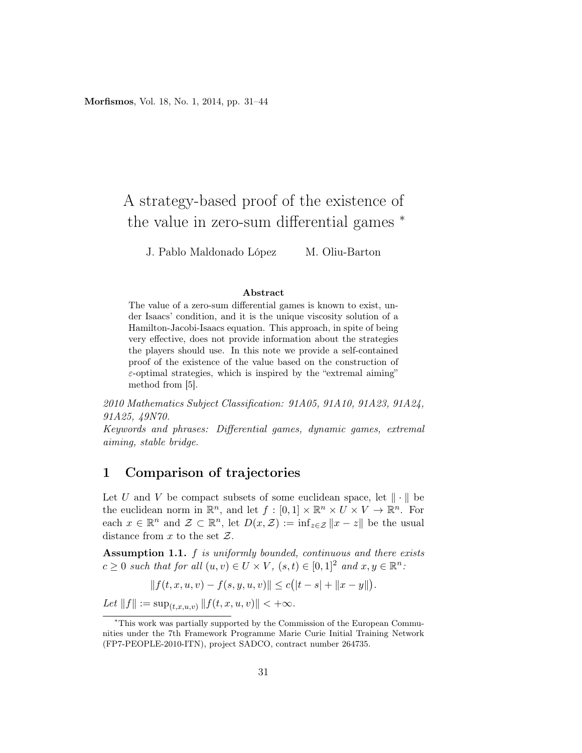# A strategy-based proof of the existence of the value in zero-sum differential games *

J. Pablo Maldonado López M. Oliu-Barton

### Abstract

The value of a zero-sum differential games is known to exist, under Isaacs' condition, and it is the unique viscosity solution of a Hamilton-Jacobi-Isaacs equation. This approach, in spite of being very effective, does not provide information about the strategies the players should use. In this note we provide a self-contained proof of the existence of the value based on the construction of $\varepsilon$-optimal strategies, which is inspired by the "extremal aiming" method from [5].

*2010 Mathematics Subject Classification: 91A05, 91A10, 91A23, 91A24, 91A25, 49N70.*

*Keywords and phrases: Differential games, dynamic games, extremal aiming, stable bridge.*

## 1 Comparison of trajectories

Let $U$ and $V$ be compact subsets of some euclidean space, let $\|\cdot\|$ be the euclidean norm in $\mathbb{R}^n$, and let $f : [0,1] \times \mathbb{R}^n \times U \times V \to \mathbb{R}^n$. For each $x \in \mathbb{R}^n$ and $\mathcal{Z} \subset \mathbb{R}^n$, let $D(x, \mathcal{Z}) := \inf_{z \in \mathcal{Z}} \|x - z\|$ be the usual distance from $x$ to the set $\mathcal{Z}$.

**Assumption 1.1.** *$f$ is uniformly bounded, continuous and there exists $c \geq 0$ such that for all $(u, v) \in U \times V$, $(s, t) \in [0, 1]^2$ and $x, y \in \mathbb{R}^n$:*

$$\|f(t, x, u, v) - f(s, y, u, v)\| \leq c\big(|t - s| + \|x - y\|\big).$$

*Let $\|f\| := \sup_{(t,x,u,v)} \|f(t, x, u, v)\| < +\infty$.*

---

*This work was partially supported by the Commission of the European Communities under the 7th Framework Programme Marie Curie Initial Training Network (FP7-PEOPLE-2010-ITN), project SADCO, contract number 264735.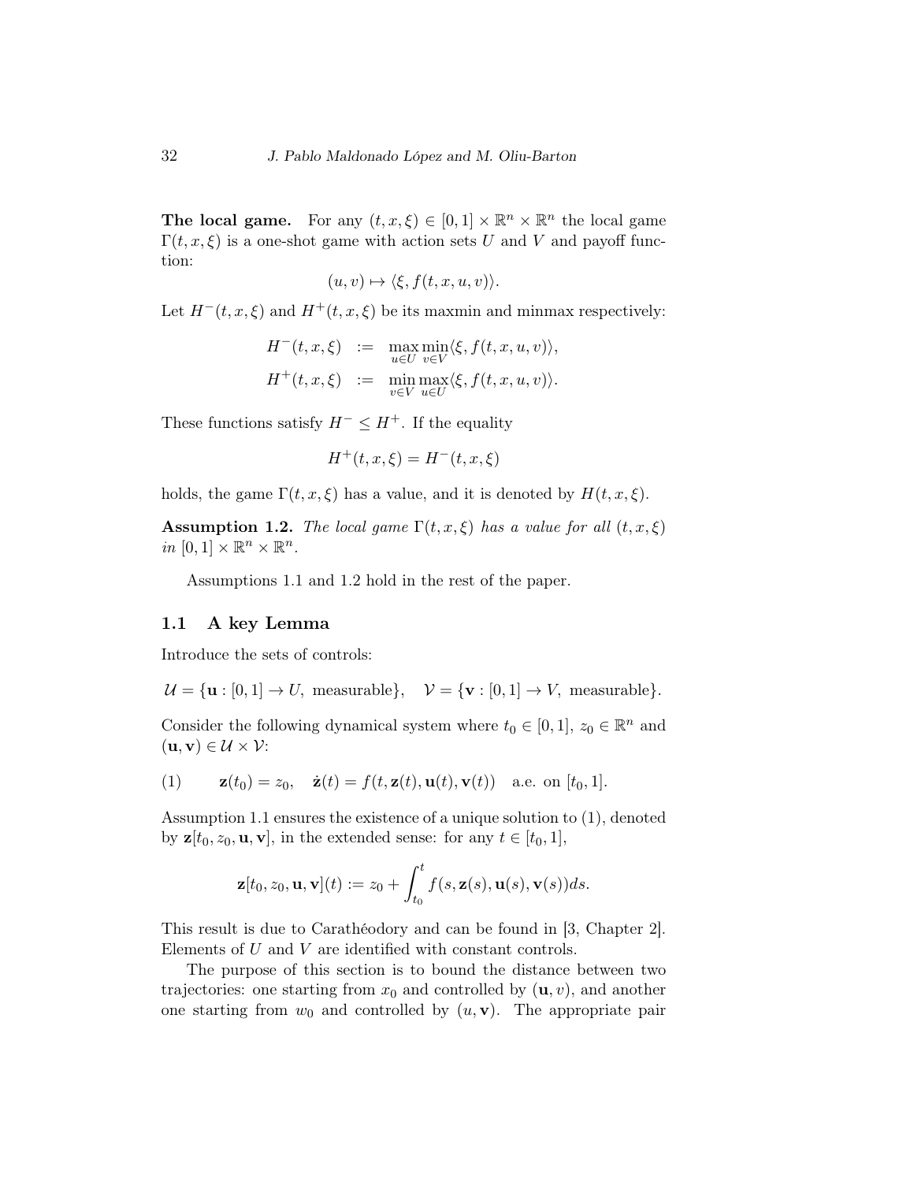**The local game.** For any $(t, x, \xi) \in [0,1] \times \mathbb{R}^n \times \mathbb{R}^n$ the local game $\Gamma(t, x, \xi)$ is a one-shot game with action sets $U$ and $V$ and payoff function:

$$(u, v) \mapsto \langle \xi, f(t, x, u, v) \rangle.$$

Let $H^-(t, x, \xi)$ and $H^+(t, x, \xi)$ be its maxmin and minmax respectively:

$$\begin{aligned} H^-(t, x, \xi) &:= \max_{u \in U} \min_{v \in V} \langle \xi, f(t, x, u, v) \rangle, \\ H^+(t, x, \xi) &:= \min_{v \in V} \max_{u \in U} \langle \xi, f(t, x, u, v) \rangle. \end{aligned}$$

These functions satisfy $H^- \leq H^+$. If the equality

$$H^+(t, x, \xi) = H^-(t, x, \xi)$$

holds, the game $\Gamma(t, x, \xi)$ has a value, and it is denoted by $H(t, x, \xi)$.

**Assumption 1.2.** *The local game $\Gamma(t, x, \xi)$ has a value for all $(t, x, \xi)$ in $[0,1] \times \mathbb{R}^n \times \mathbb{R}^n$.*

Assumptions 1.1 and 1.2 hold in the rest of the paper.

## 1.1 A key Lemma

Introduce the sets of controls:

$$\mathcal{U} = \{\mathbf{u} : [0,1] \to U, \text{ measurable}\}, \quad \mathcal{V} = \{\mathbf{v} : [0,1] \to V, \text{ measurable}\}.$$

Consider the following dynamical system where $t_0 \in [0,1]$, $z_0 \in \mathbb{R}^n$ and $(\mathbf{u}, \mathbf{v}) \in \mathcal{U} \times \mathcal{V}$:

$$\mathbf{z}(t_0) = z_0, \quad \dot{\mathbf{z}}(t) = f(t, \mathbf{z}(t), \mathbf{u}(t), \mathbf{v}(t)) \quad \text{a.e. on } [t_0, 1]. \tag{1}$$

Assumption 1.1 ensures the existence of a unique solution to (1), denoted by $\mathbf{z}[t_0, z_0, \mathbf{u}, \mathbf{v}]$, in the extended sense: for any $t \in [t_0, 1]$,

$$\mathbf{z}[t_0, z_0, \mathbf{u}, \mathbf{v}](t) := z_0 + \int_{t_0}^{t} f(s, \mathbf{z}(s), \mathbf{u}(s), \mathbf{v}(s)) ds.$$

This result is due to Carathéodory and can be found in [3, Chapter 2]. Elements of $U$ and $V$ are identified with constant controls.

The purpose of this section is to bound the distance between two trajectories: one starting from $x_0$ and controlled by $(\mathbf{u}, v)$, and another one starting from $w_0$ and controlled by $(u, \mathbf{v})$. The appropriate pair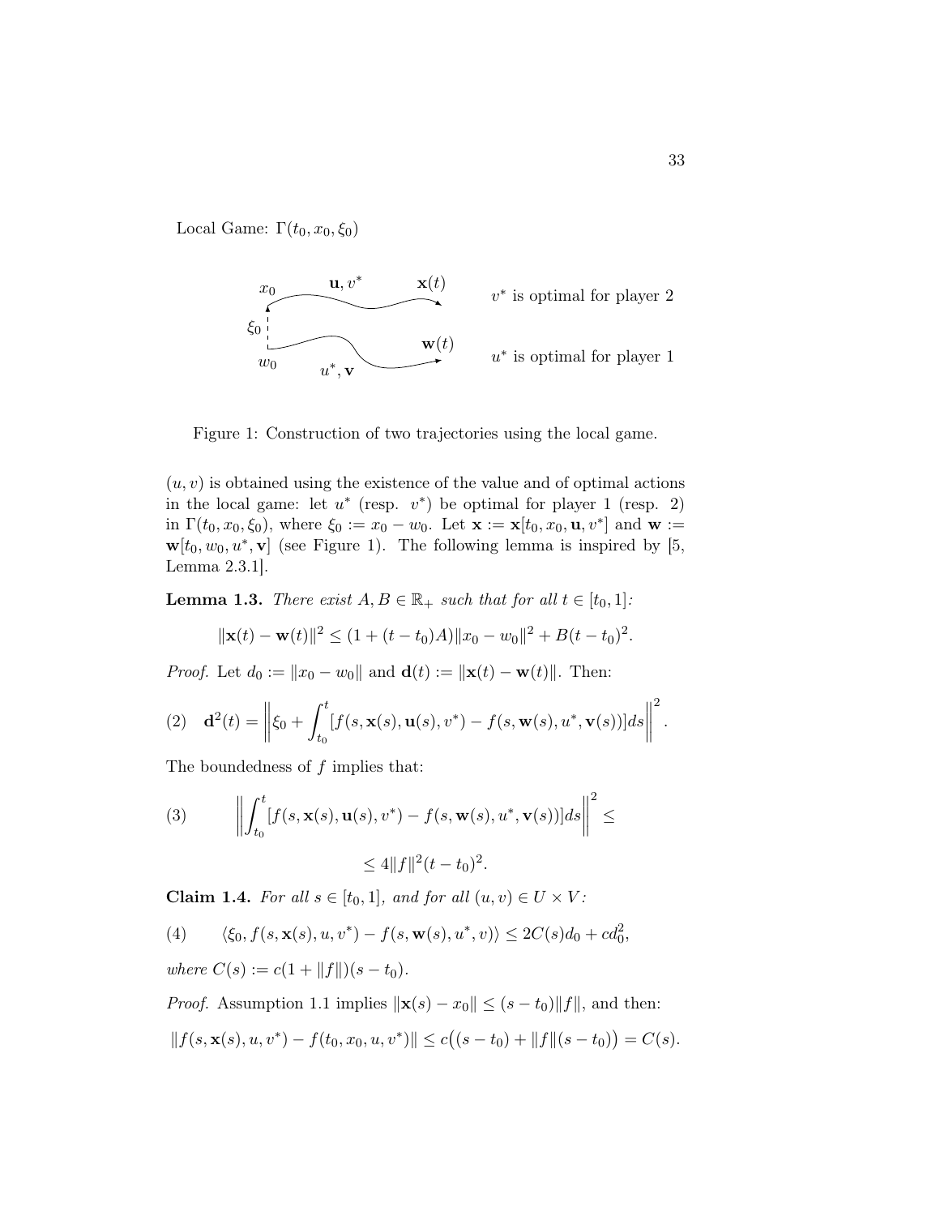Local Game: $\Gamma(t_0, x_0, \xi_0)$

Figure 1: Construction of two trajectories using the local game.

$(u, v)$ is obtained using the existence of the value and of optimal actions in the local game: let $u^*$ (resp. $v^*$) be optimal for player 1 (resp. 2) in $\Gamma(t_0, x_0, \xi_0)$, where $\xi_0 := x_0 - w_0$. Let $\mathbf{x} := \mathbf{x}[t_0, x_0, \mathbf{u}, v^*]$ and $\mathbf{w} := \mathbf{w}[t_0, w_0, u^*, \mathbf{v}]$ (see Figure 1). The following lemma is inspired by [5, Lemma 2.3.1].

**Lemma 1.3.** *There exist $A, B \in \mathbb{R}_+$ such that for all $t \in [t_0, 1]$:*

$$\|\mathbf{x}(t) - \mathbf{w}(t)\|^2 \leq (1 + (t - t_0)A)\|x_0 - w_0\|^2 + B(t - t_0)^2.$$

*Proof.* Let $d_0 := \|x_0 - w_0\|$ and $\mathbf{d}(t) := \|\mathbf{x}(t) - \mathbf{w}(t)\|$. Then:

$$\mathbf{d}^2(t) = \left\| \xi_0 + \int_{t_0}^{t} [f(s, \mathbf{x}(s), \mathbf{u}(s), v^*) - f(s, \mathbf{w}(s), u^*, \mathbf{v}(s))] ds \right\|^2. \tag{2}$$

The boundedness of $f$ implies that:

$$\left\| \int_{t_0}^{t} [f(s, \mathbf{x}(s), \mathbf{u}(s), v^*) - f(s, \mathbf{w}(s), u^*, \mathbf{v}(s))] ds \right\|^2 \leq \tag{3}$$

$$\leq 4\|f\|^2 (t - t_0)^2.$$

**Claim 1.4.** *For all $s \in [t_0, 1]$, and for all $(u, v) \in U \times V$:*

$$\langle \xi_0, f(s, \mathbf{x}(s), u, v^*) - f(s, \mathbf{w}(s), u^*, v) \rangle \leq 2C(s)d_0 + cd_0^2, \tag{4}$$

*where $C(s) := c(1 + \|f\|)(s - t_0)$.*

*Proof.* Assumption 1.1 implies $\|\mathbf{x}(s) - x_0\| \leq (s - t_0)\|f\|$, and then:

$$\|f(s, \mathbf{x}(s), u, v^*) - f(t_0, x_0, u, v^*)\| \leq c\big((s - t_0) + \|f\|(s - t_0)\big) = C(s).$$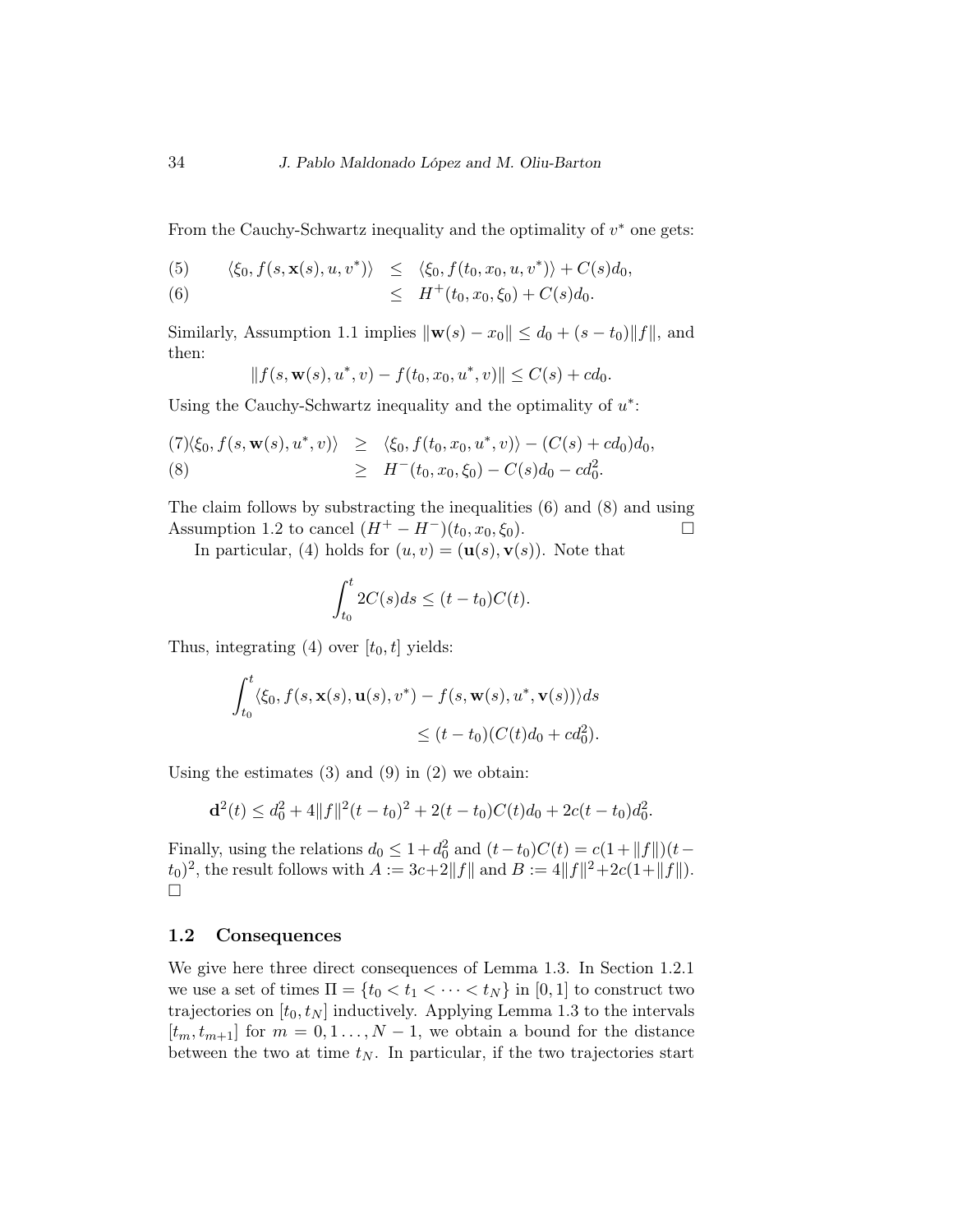From the Cauchy-Schwartz inequality and the optimality of $v^*$ one gets:

$$
\begin{aligned}
(5)\qquad \langle \xi_0, f(s, \mathbf{x}(s), u, v^*)\rangle &\le \langle \xi_0, f(t_0, x_0, u, v^*)\rangle + C(s)d_0, \\
(6)\qquad &\le H^+(t_0, x_0, \xi_0) + C(s)d_0.
\end{aligned}
$$

Similarly, Assumption 1.1 implies $\|\mathbf{w}(s) - x_0\| \le d_0 + (s - t_0)\|f\|$, and then:

$$
\|f(s, \mathbf{w}(s), u^*, v) - f(t_0, x_0, u^*, v)\| \le C(s) + cd_0.
$$

Using the Cauchy-Schwartz inequality and the optimality of $u^*$:

$$
\begin{aligned}
(7)\langle \xi_0, f(s, \mathbf{w}(s), u^*, v)\rangle &\ge \langle \xi_0, f(t_0, x_0, u^*, v)\rangle - (C(s) + cd_0)d_0, \\
(8)\qquad &\ge H^-(t_0, x_0, \xi_0) - C(s)d_0 - cd_0^2.
\end{aligned}
$$

The claim follows by substracting the inequalities (6) and (8) and using Assumption 1.2 to cancel $(H^+ - H^-)(t_0, x_0, \xi_0)$. □

In particular, (4) holds for $(u, v) = (\mathbf{u}(s), \mathbf{v}(s))$. Note that

$$
\int_{t_0}^{t} 2C(s)ds \le (t - t_0)C(t).
$$

Thus, integrating (4) over $[t_0, t]$ yields:

$$
\int_{t_0}^{t} \langle \xi_0, f(s, \mathbf{x}(s), \mathbf{u}(s), v^*) - f(s, \mathbf{w}(s), u^*, \mathbf{v}(s))\rangle ds \le (t - t_0)(C(t)d_0 + cd_0^2).
$$

Using the estimates (3) and (9) in (2) we obtain:

$$
\mathbf{d}^2(t) \le d_0^2 + 4\|f\|^2(t - t_0)^2 + 2(t - t_0)C(t)d_0 + 2c(t - t_0)d_0^2.
$$

Finally, using the relations $d_0 \le 1 + d_0^2$ and $(t - t_0)C(t) = c(1 + \|f\|)(t - t_0)^2$, the result follows with $A := 3c + 2\|f\|$ and $B := 4\|f\|^2 + 2c(1 + \|f\|)$. □

### 1.2 Consequences

We give here three direct consequences of Lemma 1.3. In Section 1.2.1 we use a set of times $\Pi = \{t_0 < t_1 < \cdots < t_N\}$ in $[0, 1]$ to construct two trajectories on $[t_0, t_N]$ inductively. Applying Lemma 1.3 to the intervals $[t_m, t_{m+1}]$ for $m = 0, 1 \ldots, N - 1$, we obtain a bound for the distance between the two at time $t_N$. In particular, if the two trajectories start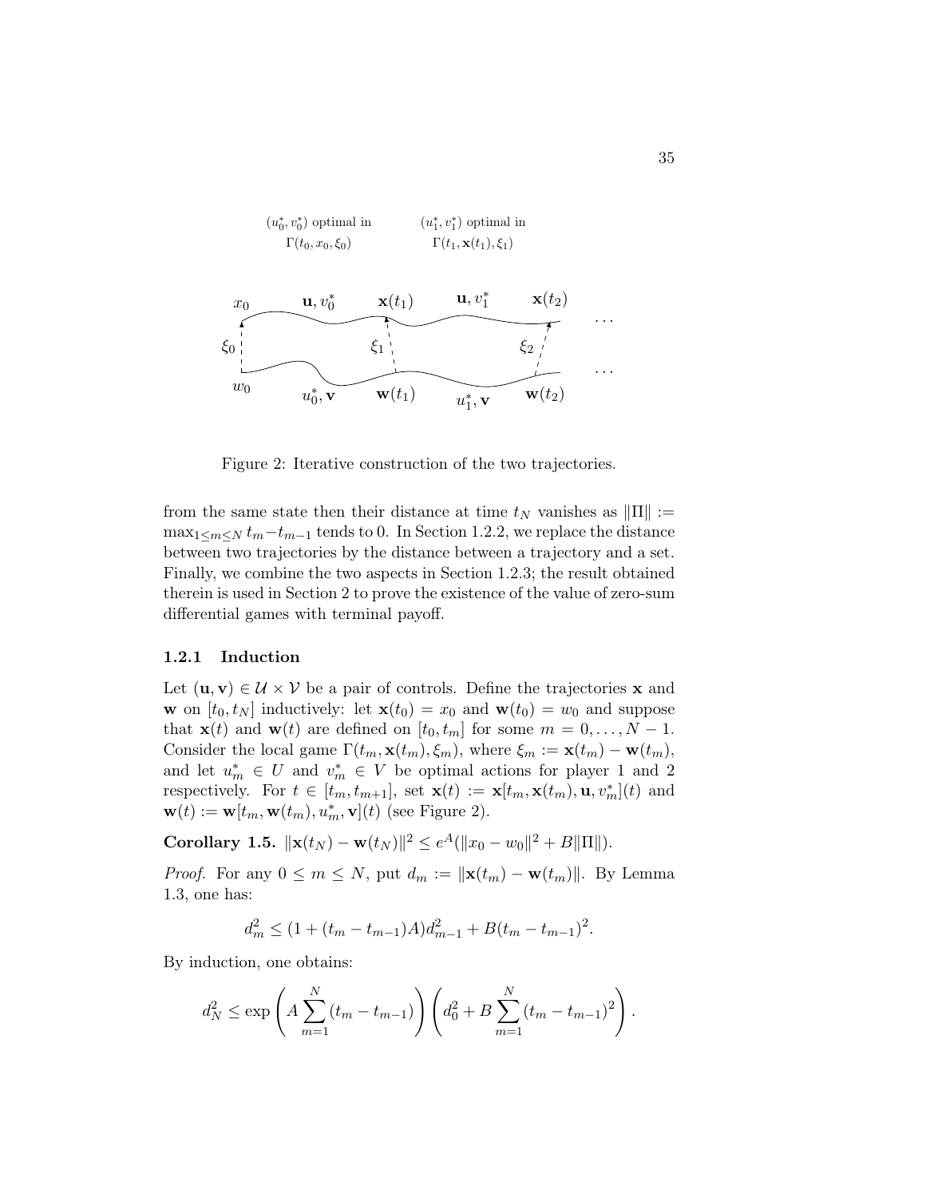Figure 2: Iterative construction of the two trajectories.

from the same state then their distance at time $t_N$ vanishes as $\|\Pi\| := \max_{1 \leq m \leq N} t_m - t_{m-1}$ tends to 0. In Section 1.2.2, we replace the distance between two trajectories by the distance between a trajectory and a set. Finally, we combine the two aspects in Section 1.2.3; the result obtained therein is used in Section 2 to prove the existence of the value of zero-sum differential games with terminal payoff.

### 1.2.1 Induction

Let $(\mathbf{u}, \mathbf{v}) \in \mathcal{U} \times \mathcal{V}$ be a pair of controls. Define the trajectories $\mathbf{x}$ and $\mathbf{w}$ on $[t_0, t_N]$ inductively: let $\mathbf{x}(t_0) = x_0$ and $\mathbf{w}(t_0) = w_0$ and suppose that $\mathbf{x}(t)$ and $\mathbf{w}(t)$ are defined on $[t_0, t_m]$ for some $m = 0, \ldots, N-1$. Consider the local game $\Gamma(t_m, \mathbf{x}(t_m), \xi_m)$, where $\xi_m := \mathbf{x}(t_m) - \mathbf{w}(t_m)$, and let $u_m^* \in U$ and $v_m^* \in V$ be optimal actions for player 1 and 2 respectively. For $t \in [t_m, t_{m+1}]$, set $\mathbf{x}(t) := \mathbf{x}[t_m, \mathbf{x}(t_m), \mathbf{u}, v_m^*](t)$ and $\mathbf{w}(t) := \mathbf{w}[t_m, \mathbf{w}(t_m), u_m^*, \mathbf{v}](t)$ (see Figure 2).

**Corollary 1.5.** $\|\mathbf{x}(t_N) - \mathbf{w}(t_N)\|^2 \leq e^A(\|x_0 - w_0\|^2 + B\|\Pi\|)$.

*Proof.* For any $0 \leq m \leq N$, put $d_m := \|\mathbf{x}(t_m) - \mathbf{w}(t_m)\|$. By Lemma 1.3, one has:

$$d_m^2 \leq (1 + (t_m - t_{m-1})A)d_{m-1}^2 + B(t_m - t_{m-1})^2.$$

By induction, one obtains:

$$d_N^2 \leq \exp\left(A \sum_{m=1}^{N} (t_m - t_{m-1})\right)\left(d_0^2 + B \sum_{m=1}^{N} (t_m - t_{m-1})^2\right).$$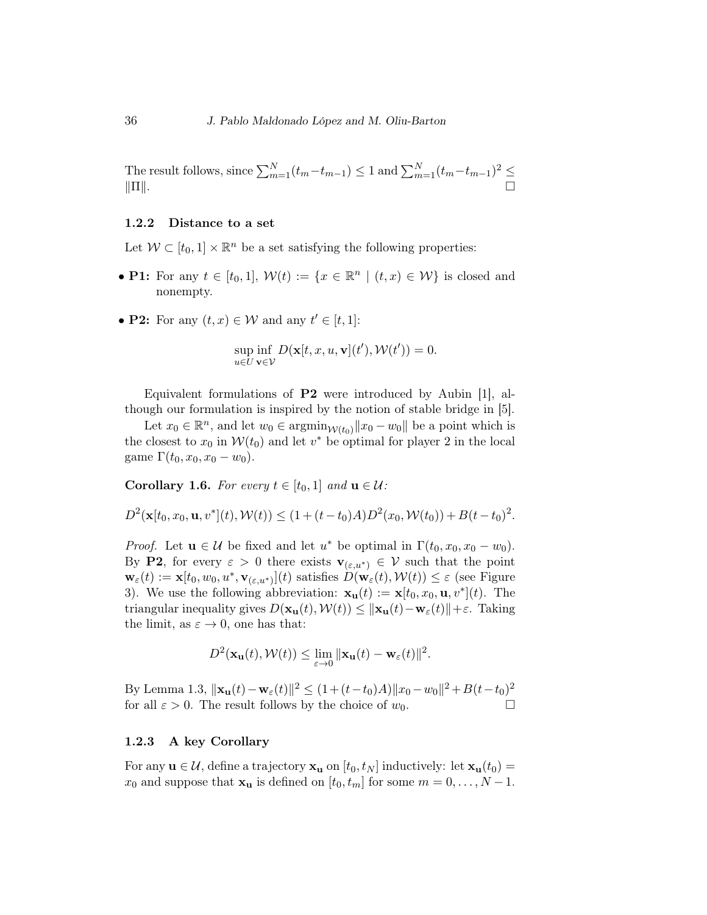The result follows, since $\sum_{m=1}^{N}(t_m - t_{m-1}) \leq 1$ and $\sum_{m=1}^{N}(t_m - t_{m-1})^2 \leq \|\Pi\|$. □

### 1.2.2 Distance to a set

Let $\mathcal{W} \subset [t_0, 1] \times \mathbb{R}^n$ be a set satisfying the following properties:

- **P1:** For any $t \in [t_0, 1]$, $\mathcal{W}(t) := \{x \in \mathbb{R}^n \mid (t, x) \in \mathcal{W}\}$ is closed and nonempty.
- **P2:** For any $(t, x) \in \mathcal{W}$ and any $t' \in [t, 1]$:

$$\sup_{u \in U} \inf_{\mathbf{v} \in \mathcal{V}} D(\mathbf{x}[t, x, u, \mathbf{v}](t'), \mathcal{W}(t')) = 0.$$

Equivalent formulations of **P2** were introduced by Aubin [1], although our formulation is inspired by the notion of stable bridge in [5].

Let $x_0 \in \mathbb{R}^n$, and let $w_0 \in \operatorname{argmin}_{\mathcal{W}(t_0)} \|x_0 - w_0\|$ be a point which is the closest to $x_0$ in $\mathcal{W}(t_0)$ and let $v^*$ be optimal for player 2 in the local game $\Gamma(t_0, x_0, x_0 - w_0)$.

**Corollary 1.6.** *For every $t \in [t_0, 1]$ and $\mathbf{u} \in \mathcal{U}$:*

$$D^2(\mathbf{x}[t_0, x_0, \mathbf{u}, v^*](t), \mathcal{W}(t)) \leq (1 + (t - t_0)A) D^2(x_0, \mathcal{W}(t_0)) + B(t - t_0)^2.$$

*Proof.* Let $\mathbf{u} \in \mathcal{U}$ be fixed and let $u^*$ be optimal in $\Gamma(t_0, x_0, x_0 - w_0)$. By **P2**, for every $\varepsilon > 0$ there exists $\mathbf{v}_{(\varepsilon, u^*)} \in \mathcal{V}$ such that the point $\mathbf{w}_\varepsilon(t) := \mathbf{x}[t_0, w_0, u^*, \mathbf{v}_{(\varepsilon, u^*)}](t)$ satisfies $D(\mathbf{w}_\varepsilon(t), \mathcal{W}(t)) \leq \varepsilon$ (see Figure 3). We use the following abbreviation: $\mathbf{x}_\mathbf{u}(t) := \mathbf{x}[t_0, x_0, \mathbf{u}, v^*](t)$. The triangular inequality gives $D(\mathbf{x}_\mathbf{u}(t), \mathcal{W}(t)) \leq \|\mathbf{x}_\mathbf{u}(t) - \mathbf{w}_\varepsilon(t)\| + \varepsilon$. Taking the limit, as $\varepsilon \to 0$, one has that:

$$D^2(\mathbf{x}_\mathbf{u}(t), \mathcal{W}(t)) \leq \lim_{\varepsilon \to 0} \|\mathbf{x}_\mathbf{u}(t) - \mathbf{w}_\varepsilon(t)\|^2.$$

By Lemma 1.3, $\|\mathbf{x}_\mathbf{u}(t) - \mathbf{w}_\varepsilon(t)\|^2 \leq (1 + (t - t_0)A)\|x_0 - w_0\|^2 + B(t - t_0)^2$ for all $\varepsilon > 0$. The result follows by the choice of $w_0$. □

### 1.2.3 A key Corollary

For any $\mathbf{u} \in \mathcal{U}$, define a trajectory $\mathbf{x}_\mathbf{u}$ on $[t_0, t_N]$ inductively: let $\mathbf{x}_\mathbf{u}(t_0) = x_0$ and suppose that $\mathbf{x}_\mathbf{u}$ is defined on $[t_0, t_m]$ for some $m = 0, \ldots, N - 1$.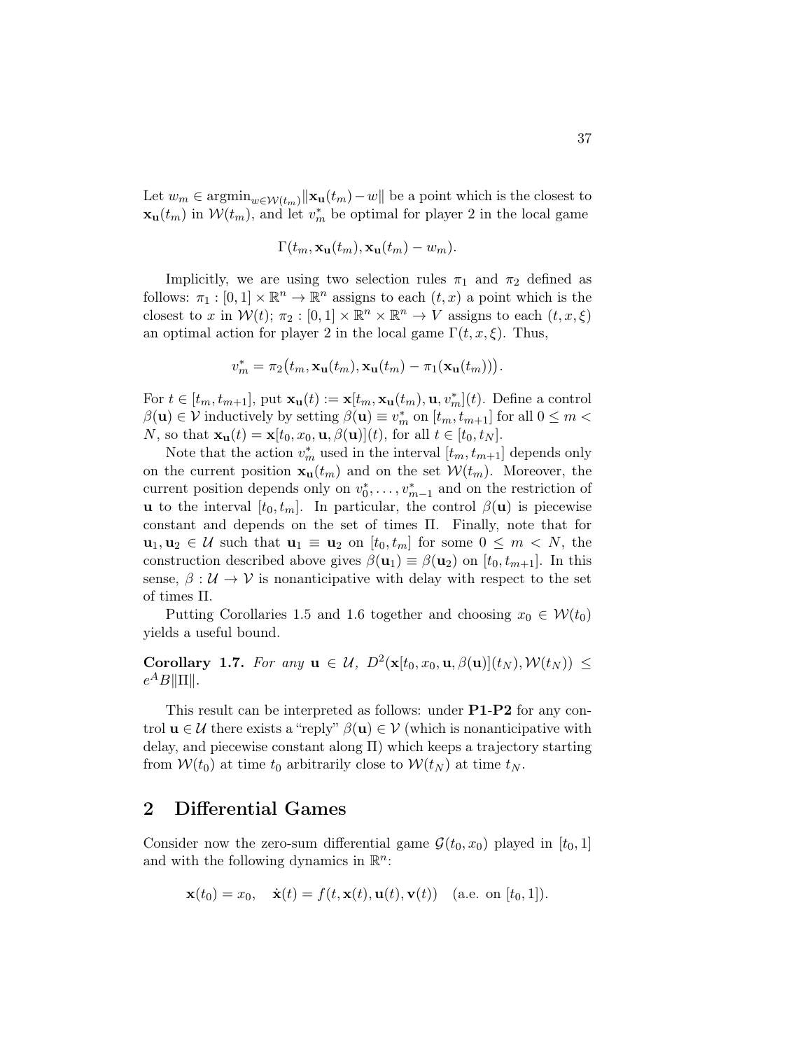Let $w_m \in \operatorname{argmin}_{w \in \mathcal{W}(t_m)} \|\mathbf{x_u}(t_m) - w\|$ be a point which is the closest to $\mathbf{x_u}(t_m)$ in $\mathcal{W}(t_m)$, and let $v_m^*$ be optimal for player 2 in the local game

$$\Gamma(t_m, \mathbf{x_u}(t_m), \mathbf{x_u}(t_m) - w_m).$$

Implicitly, we are using two selection rules $\pi_1$ and $\pi_2$ defined as follows: $\pi_1 : [0,1] \times \mathbb{R}^n \to \mathbb{R}^n$ assigns to each $(t, x)$ a point which is the closest to $x$ in $\mathcal{W}(t)$; $\pi_2 : [0,1] \times \mathbb{R}^n \times \mathbb{R}^n \to V$ assigns to each $(t, x, \xi)$ an optimal action for player 2 in the local game $\Gamma(t, x, \xi)$. Thus,

$$v_m^* = \pi_2\big(t_m, \mathbf{x_u}(t_m), \mathbf{x_u}(t_m) - \pi_1(\mathbf{x_u}(t_m))\big).$$

For $t \in [t_m, t_{m+1}]$, put $\mathbf{x_u}(t) := \mathbf{x}[t_m, \mathbf{x_u}(t_m), \mathbf{u}, v_m^*](t)$. Define a control $\beta(\mathbf{u}) \in \mathcal{V}$ inductively by setting $\beta(\mathbf{u}) \equiv v_m^*$ on $[t_m, t_{m+1}]$ for all $0 \leq m < N$, so that $\mathbf{x_u}(t) = \mathbf{x}[t_0, x_0, \mathbf{u}, \beta(\mathbf{u})](t)$, for all $t \in [t_0, t_N]$.

Note that the action $v_m^*$ used in the interval $[t_m, t_{m+1}]$ depends only on the current position $\mathbf{x_u}(t_m)$ and on the set $\mathcal{W}(t_m)$. Moreover, the current position depends only on $v_0^*, \ldots, v_{m-1}^*$ and on the restriction of $\mathbf{u}$ to the interval $[t_0, t_m]$. In particular, the control $\beta(\mathbf{u})$ is piecewise constant and depends on the set of times $\Pi$. Finally, note that for $\mathbf{u}_1, \mathbf{u}_2 \in \mathcal{U}$ such that $\mathbf{u}_1 \equiv \mathbf{u}_2$ on $[t_0, t_m]$ for some $0 \leq m < N$, the construction described above gives $\beta(\mathbf{u}_1) \equiv \beta(\mathbf{u}_2)$ on $[t_0, t_{m+1}]$. In this sense, $\beta : \mathcal{U} \to \mathcal{V}$ is nonanticipative with delay with respect to the set of times $\Pi$.

Putting Corollaries 1.5 and 1.6 together and choosing $x_0 \in \mathcal{W}(t_0)$ yields a useful bound.

**Corollary 1.7.** *For any* $\mathbf{u} \in \mathcal{U}$*,* $D^2(\mathbf{x}[t_0, x_0, \mathbf{u}, \beta(\mathbf{u})](t_N), \mathcal{W}(t_N)) \leq e^A B \|\Pi\|$.

This result can be interpreted as follows: under **P1**-**P2** for any control $\mathbf{u} \in \mathcal{U}$ there exists a "reply" $\beta(\mathbf{u}) \in \mathcal{V}$ (which is nonanticipative with delay, and piecewise constant along $\Pi$) which keeps a trajectory starting from $\mathcal{W}(t_0)$ at time $t_0$ arbitrarily close to $\mathcal{W}(t_N)$ at time $t_N$.

## 2 Differential Games

Consider now the zero-sum differential game $\mathcal{G}(t_0, x_0)$ played in $[t_0, 1]$ and with the following dynamics in $\mathbb{R}^n$:

$$\mathbf{x}(t_0) = x_0, \quad \dot{\mathbf{x}}(t) = f(t, \mathbf{x}(t), \mathbf{u}(t), \mathbf{v}(t)) \quad \text{(a.e. on } [t_0, 1]).$$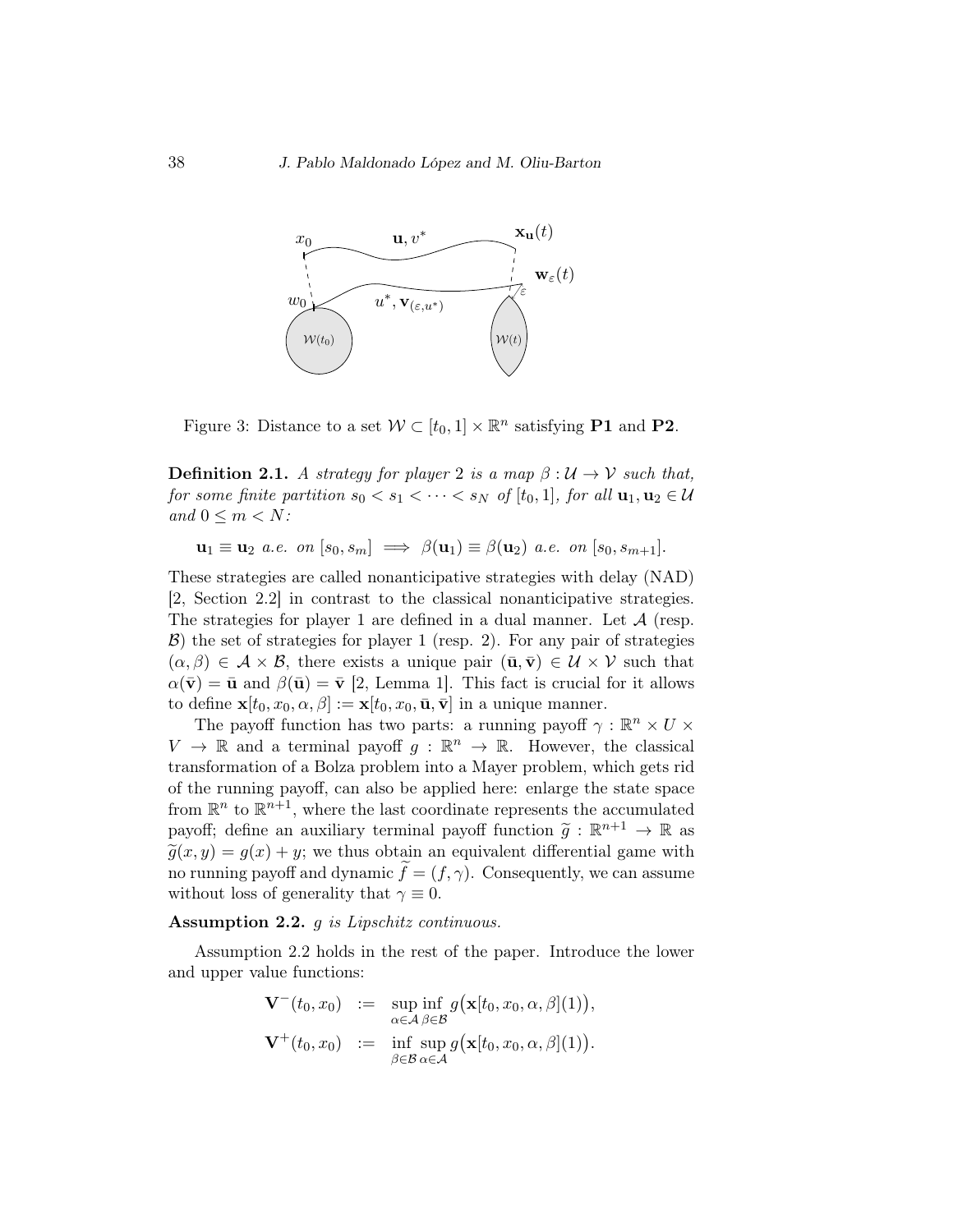Figure 3: Distance to a set $\mathcal{W} \subset [t_0, 1] \times \mathbb{R}^n$ satisfying **P1** and **P2**.

**Definition 2.1.** *A strategy for player 2 is a map $\beta : \mathcal{U} \to \mathcal{V}$ such that, for some finite partition $s_0 < s_1 < \cdots < s_N$ of $[t_0, 1]$, for all $\mathbf{u}_1, \mathbf{u}_2 \in \mathcal{U}$ and $0 \leq m < N$:*

$$\mathbf{u}_1 \equiv \mathbf{u}_2 \text{ a.e. on } [s_0, s_m] \implies \beta(\mathbf{u}_1) \equiv \beta(\mathbf{u}_2) \text{ a.e. on } [s_0, s_{m+1}].$$

These strategies are called nonanticipative strategies with delay (NAD) [2, Section 2.2] in contrast to the classical nonanticipative strategies. The strategies for player 1 are defined in a dual manner. Let $\mathcal{A}$ (resp. $\mathcal{B}$) the set of strategies for player 1 (resp. 2). For any pair of strategies $(\alpha, \beta) \in \mathcal{A} \times \mathcal{B}$, there exists a unique pair $(\bar{\mathbf{u}}, \bar{\mathbf{v}}) \in \mathcal{U} \times \mathcal{V}$ such that $\alpha(\bar{\mathbf{v}}) = \bar{\mathbf{u}}$ and $\beta(\bar{\mathbf{u}}) = \bar{\mathbf{v}}$ [2, Lemma 1]. This fact is crucial for it allows to define $\mathbf{x}[t_0, x_0, \alpha, \beta] := \mathbf{x}[t_0, x_0, \bar{\mathbf{u}}, \bar{\mathbf{v}}]$ in a unique manner.

The payoff function has two parts: a running payoff $\gamma : \mathbb{R}^n \times U \times V \to \mathbb{R}$ and a terminal payoff $g : \mathbb{R}^n \to \mathbb{R}$. However, the classical transformation of a Bolza problem into a Mayer problem, which gets rid of the running payoff, can also be applied here: enlarge the state space from $\mathbb{R}^n$ to $\mathbb{R}^{n+1}$, where the last coordinate represents the accumulated payoff; define an auxiliary terminal payoff function $\widetilde{g} : \mathbb{R}^{n+1} \to \mathbb{R}$ as $\widetilde{g}(x, y) = g(x) + y$; we thus obtain an equivalent differential game with no running payoff and dynamic $\widetilde{f} = (f, \gamma)$. Consequently, we can assume without loss of generality that $\gamma \equiv 0$.

**Assumption 2.2.** *$g$ is Lipschitz continuous.*

Assumption 2.2 holds in the rest of the paper. Introduce the lower and upper value functions:

$$\begin{aligned}
\mathbf{V}^-(t_0, x_0) &:= \sup_{\alpha \in \mathcal{A}} \inf_{\beta \in \mathcal{B}} g\big(\mathbf{x}[t_0, x_0, \alpha, \beta](1)\big), \\
\mathbf{V}^+(t_0, x_0) &:= \inf_{\beta \in \mathcal{B}} \sup_{\alpha \in \mathcal{A}} g\big(\mathbf{x}[t_0, x_0, \alpha, \beta](1)\big).
\end{aligned}$$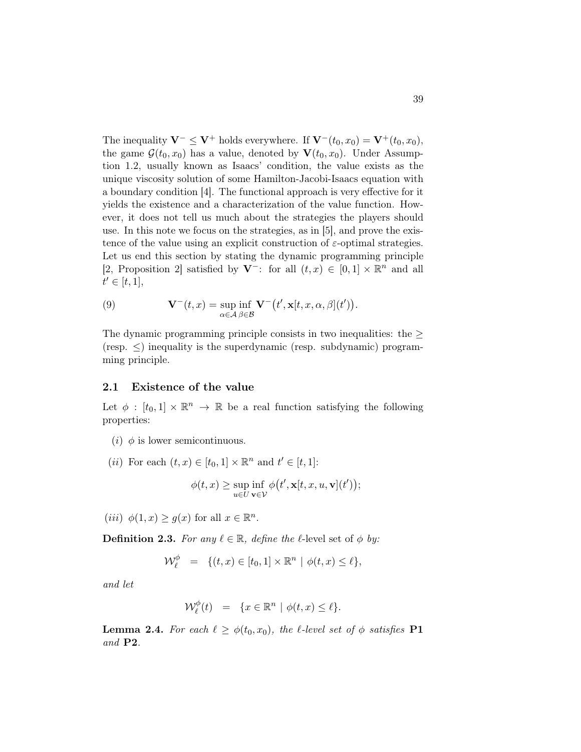The inequality $\mathbf{V}^- \leq \mathbf{V}^+$ holds everywhere. If $\mathbf{V}^-(t_0, x_0) = \mathbf{V}^+(t_0, x_0)$, the game $\mathcal{G}(t_0, x_0)$ has a value, denoted by $\mathbf{V}(t_0, x_0)$. Under Assumption 1.2, usually known as Isaacs' condition, the value exists as the unique viscosity solution of some Hamilton-Jacobi-Isaacs equation with a boundary condition [4]. The functional approach is very effective for it yields the existence and a characterization of the value function. However, it does not tell us much about the strategies the players should use. In this note we focus on the strategies, as in [5], and prove the existence of the value using an explicit construction of $\varepsilon$-optimal strategies. Let us end this section by stating the dynamic programming principle [2, Proposition 2] satisfied by $\mathbf{V}^-$: for all $(t, x) \in [0, 1] \times \mathbb{R}^n$ and all $t' \in [t, 1]$,

$$\mathbf{V}^-(t, x) = \sup_{\alpha \in \mathcal{A}} \inf_{\beta \in \mathcal{B}} \mathbf{V}^-\big(t', \mathbf{x}[t, x, \alpha, \beta](t')\big). \tag{9}$$

The dynamic programming principle consists in two inequalities: the $\geq$ (resp. $\leq$) inequality is the superdynamic (resp. subdynamic) programming principle.

### 2.1 Existence of the value

Let $\phi : [t_0, 1] \times \mathbb{R}^n \to \mathbb{R}$ be a real function satisfying the following properties:

- $(i)$ $\phi$ is lower semicontinuous.
- $(ii)$ For each $(t, x) \in [t_0, 1] \times \mathbb{R}^n$ and $t' \in [t, 1]$:

$$\phi(t, x) \geq \sup_{u \in U} \inf_{\mathbf{v} \in \mathcal{V}} \phi\big(t', \mathbf{x}[t, x, u, \mathbf{v}](t')\big);$$

- $(iii)$ $\phi(1, x) \geq g(x)$ for all $x \in \mathbb{R}^n$.

**Definition 2.3.** *For any $\ell \in \mathbb{R}$, define the* $\ell$-level set *of $\phi$ by:*

$$\mathcal{W}^\phi_\ell \quad = \quad \{(t, x) \in [t_0, 1] \times \mathbb{R}^n \mid \phi(t, x) \leq \ell\},$$

*and let*

$$\mathcal{W}^\phi_\ell(t) \quad = \quad \{x \in \mathbb{R}^n \mid \phi(t, x) \leq \ell\}.$$

**Lemma 2.4.** *For each $\ell \geq \phi(t_0, x_0)$, the $\ell$-level set of $\phi$ satisfies* **P1** *and* **P2**.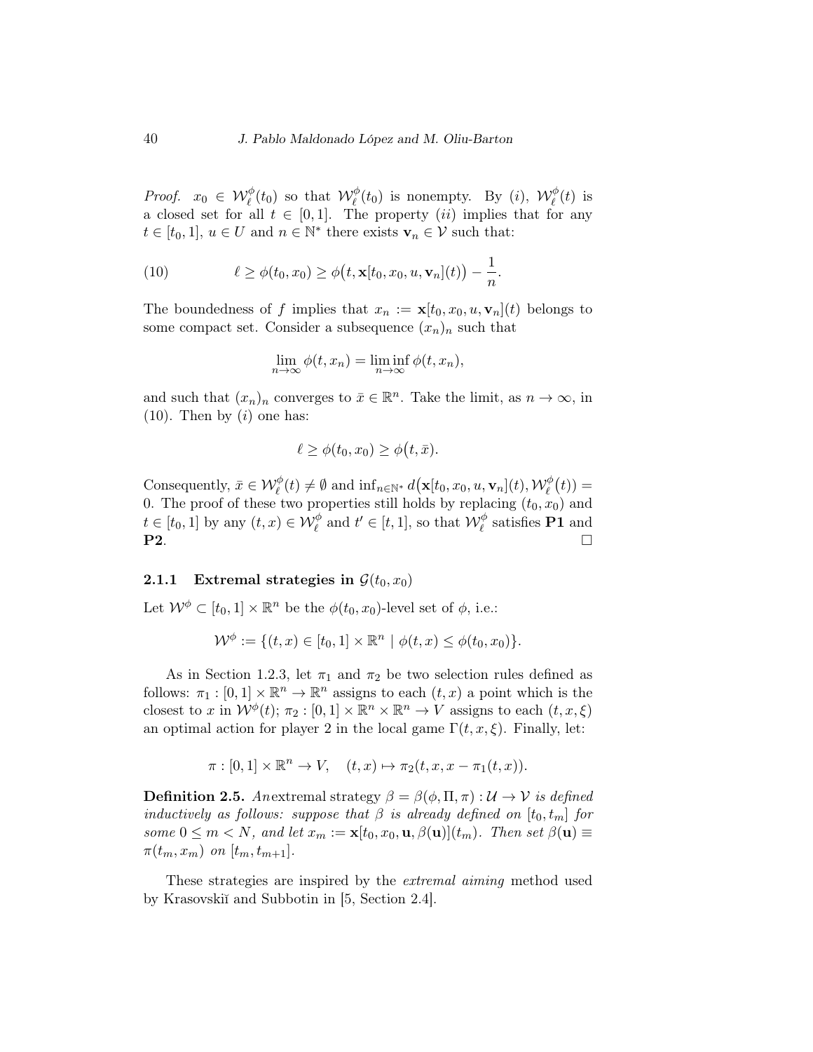*Proof.* $x_0 \in \mathcal{W}_\ell^\phi(t_0)$ so that $\mathcal{W}_\ell^\phi(t_0)$ is nonempty. By $(i)$, $\mathcal{W}_\ell^\phi(t)$ is a closed set for all $t \in [0,1]$. The property $(ii)$ implies that for any $t \in [t_0, 1]$, $u \in U$ and $n \in \mathbb{N}^*$ there exists $\mathbf{v}_n \in \mathcal{V}$ such that:

$$\ell \geq \phi(t_0, x_0) \geq \phi\big(t, \mathbf{x}[t_0, x_0, u, \mathbf{v}_n](t)\big) - \frac{1}{n}. \tag{10}$$

The boundedness of $f$ implies that $x_n := \mathbf{x}[t_0, x_0, u, \mathbf{v}_n](t)$ belongs to some compact set. Consider a subsequence $(x_n)_n$ such that

$$\lim_{n\to\infty} \phi(t, x_n) = \liminf_{n\to\infty} \phi(t, x_n),$$

and such that $(x_n)_n$ converges to $\bar{x} \in \mathbb{R}^n$. Take the limit, as $n \to \infty$, in (10). Then by $(i)$ one has:

$$\ell \geq \phi(t_0, x_0) \geq \phi\big(t, \bar{x}).$$

Consequently, $\bar{x} \in \mathcal{W}_\ell^\phi(t) \neq \emptyset$ and $\inf_{n \in \mathbb{N}^*} d\big(\mathbf{x}[t_0, x_0, u, \mathbf{v}_n](t), \mathcal{W}_\ell^\phi(t)\big) = 0$. The proof of these two properties still holds by replacing $(t_0, x_0)$ and $t \in [t_0, 1]$ by any $(t, x) \in \mathcal{W}_\ell^\phi$ and $t' \in [t, 1]$, so that $\mathcal{W}_\ell^\phi$ satisfies **P1** and **P2**. □

### 2.1.1 Extremal strategies in $\mathcal{G}(t_0, x_0)$

Let $\mathcal{W}^\phi \subset [t_0, 1] \times \mathbb{R}^n$ be the $\phi(t_0, x_0)$-level set of $\phi$, i.e.:

$$\mathcal{W}^\phi := \{(t, x) \in [t_0, 1] \times \mathbb{R}^n \mid \phi(t, x) \leq \phi(t_0, x_0)\}.$$

As in Section 1.2.3, let $\pi_1$ and $\pi_2$ be two selection rules defined as follows: $\pi_1 : [0,1] \times \mathbb{R}^n \to \mathbb{R}^n$ assigns to each $(t, x)$ a point which is the closest to $x$ in $\mathcal{W}^\phi(t)$; $\pi_2 : [0,1] \times \mathbb{R}^n \times \mathbb{R}^n \to V$ assigns to each $(t, x, \xi)$ an optimal action for player 2 in the local game $\Gamma(t, x, \xi)$. Finally, let:

$$\pi : [0,1] \times \mathbb{R}^n \to V, \quad (t, x) \mapsto \pi_2(t, x, x - \pi_1(t, x)).$$

**Definition 2.5.** *An extremal strategy $\beta = \beta(\phi, \Pi, \pi) : \mathcal{U} \to \mathcal{V}$ is defined inductively as follows: suppose that $\beta$ is already defined on $[t_0, t_m]$ for some $0 \leq m < N$, and let $x_m := \mathbf{x}[t_0, x_0, \mathbf{u}, \beta(\mathbf{u})](t_m)$. Then set $\beta(\mathbf{u}) \equiv \pi(t_m, x_m)$ on $[t_m, t_{m+1}]$.*

These strategies are inspired by the *extremal aiming* method used by Krasovskiĭ and Subbotin in [5, Section 2.4].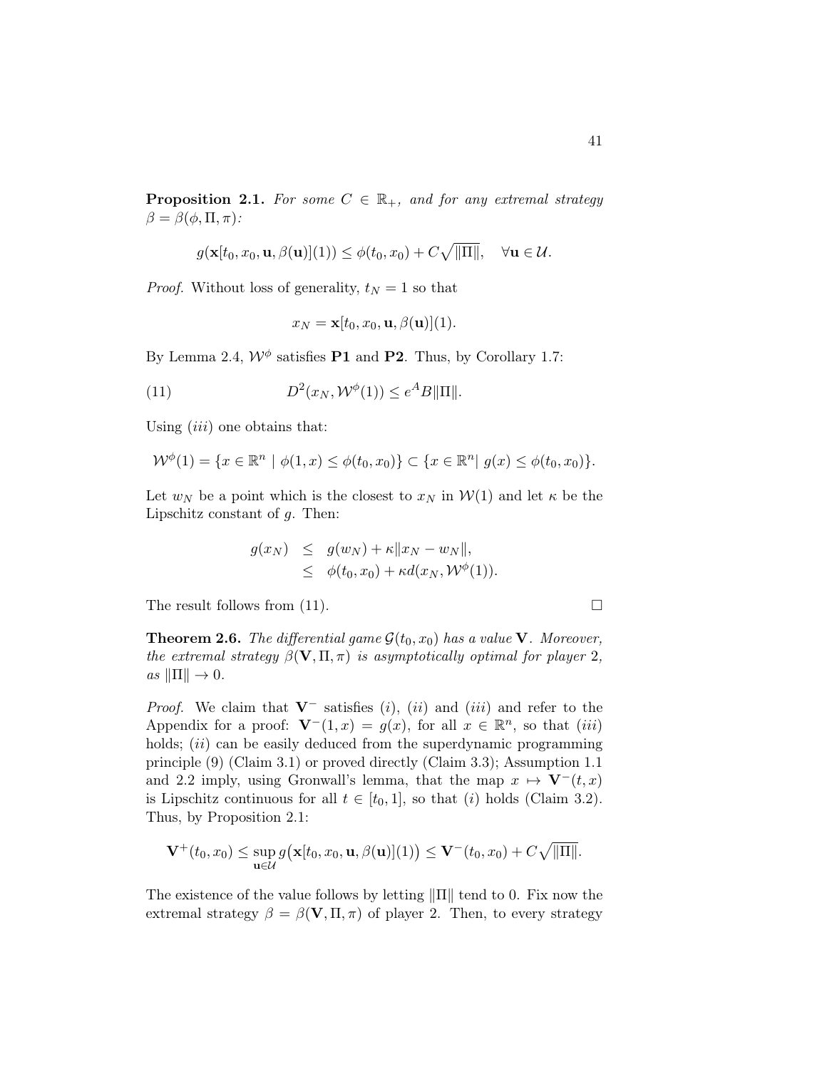**Proposition 2.1.** *For some $C \in \mathbb{R}_+$, and for any extremal strategy $\beta = \beta(\phi, \Pi, \pi)$:*

$$g(\mathbf{x}[t_0, x_0, \mathbf{u}, \beta(\mathbf{u})](1)) \leq \phi(t_0, x_0) + C\sqrt{\|\Pi\|}, \quad \forall \mathbf{u} \in \mathcal{U}.$$

*Proof.* Without loss of generality, $t_N = 1$ so that

$$x_N = \mathbf{x}[t_0, x_0, \mathbf{u}, \beta(\mathbf{u})](1).$$

By Lemma 2.4, $\mathcal{W}^\phi$ satisfies **P1** and **P2**. Thus, by Corollary 1.7:

$$D^2(x_N, \mathcal{W}^\phi(1)) \leq e^A B \|\Pi\|. \tag{11}$$

Using $(iii)$ one obtains that:

$$\mathcal{W}^\phi(1) = \{x \in \mathbb{R}^n \mid \phi(1, x) \leq \phi(t_0, x_0)\} \subset \{x \in \mathbb{R}^n | \ g(x) \leq \phi(t_0, x_0)\}.$$

Let $w_N$ be a point which is the closest to $x_N$ in $\mathcal{W}(1)$ and let $\kappa$ be the Lipschitz constant of $g$. Then:

$$\begin{aligned} g(x_N) &\leq g(w_N) + \kappa \|x_N - w_N\|, \\ &\leq \phi(t_0, x_0) + \kappa d(x_N, \mathcal{W}^\phi(1)). \end{aligned}$$

The result follows from (11). $\square$

**Theorem 2.6.** *The differential game $\mathcal{G}(t_0, x_0)$ has a value $\mathbf{V}$. Moreover, the extremal strategy $\beta(\mathbf{V}, \Pi, \pi)$ is asymptotically optimal for player 2, as $\|\Pi\| \to 0$.*

*Proof.* We claim that $\mathbf{V}^-$ satisfies $(i)$, $(ii)$ and $(iii)$ and refer to the Appendix for a proof: $\mathbf{V}^-(1, x) = g(x)$, for all $x \in \mathbb{R}^n$, so that $(iii)$ holds; $(ii)$ can be easily deduced from the superdynamic programming principle (9) (Claim 3.1) or proved directly (Claim 3.3); Assumption 1.1 and 2.2 imply, using Gronwall's lemma, that the map $x \mapsto \mathbf{V}^-(t, x)$ is Lipschitz continuous for all $t \in [t_0, 1]$, so that $(i)$ holds (Claim 3.2). Thus, by Proposition 2.1:

$$\mathbf{V}^+(t_0, x_0) \leq \sup_{\mathbf{u} \in \mathcal{U}} g\big(\mathbf{x}[t_0, x_0, \mathbf{u}, \beta(\mathbf{u})](1)\big) \leq \mathbf{V}^-(t_0, x_0) + C\sqrt{\|\Pi\|}.$$

The existence of the value follows by letting $\|\Pi\|$ tend to 0. Fix now the extremal strategy $\beta = \beta(\mathbf{V}, \Pi, \pi)$ of player 2. Then, to every strategy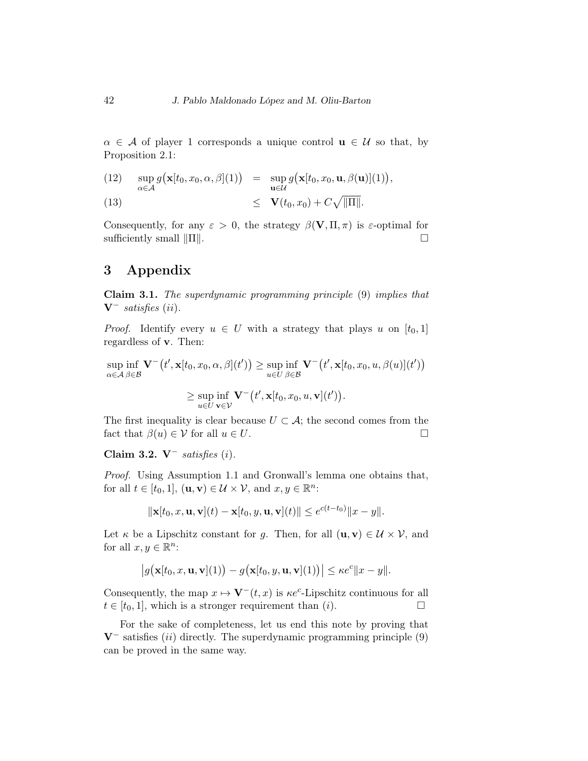$\alpha \in \mathcal{A}$ of player 1 corresponds a unique control $\mathbf{u} \in \mathcal{U}$ so that, by Proposition 2.1:

$$
\begin{aligned}
(12) \qquad \sup_{\alpha \in \mathcal{A}} g\big(\mathbf{x}[t_0, x_0, \alpha, \beta](1)\big) &= \sup_{\mathbf{u} \in \mathcal{U}} g\big(\mathbf{x}[t_0, x_0, \mathbf{u}, \beta(\mathbf{u})](1)\big), \\
(13) \qquad &\leq \mathbf{V}(t_0, x_0) + C\sqrt{\|\Pi\|}.
\end{aligned}
$$

Consequently, for any $\varepsilon > 0$, the strategy $\beta(\mathbf{V}, \Pi, \pi)$ is $\varepsilon$-optimal for sufficiently small $\|\Pi\|$. □

# 3 Appendix

**Claim 3.1.** *The superdynamic programming principle* (9) *implies that* $\mathbf{V}^-$ *satisfies* $(ii)$.

*Proof.* Identify every $u \in U$ with a strategy that plays $u$ on $[t_0, 1]$ regardless of $\mathbf{v}$. Then:

$$
\sup_{\alpha \in \mathcal{A}} \inf_{\beta \in \mathcal{B}} \mathbf{V}^-\big(t', \mathbf{x}[t_0, x_0, \alpha, \beta](t')\big) \geq \sup_{u \in U} \inf_{\beta \in \mathcal{B}} \mathbf{V}^-\big(t', \mathbf{x}[t_0, x_0, u, \beta(u)](t')\big)
$$

$$
\geq \sup_{u \in U} \inf_{\mathbf{v} \in \mathcal{V}} \mathbf{V}^-\big(t', \mathbf{x}[t_0, x_0, u, \mathbf{v}](t')\big).
$$

The first inequality is clear because $U \subset \mathcal{A}$; the second comes from the fact that $\beta(u) \in \mathcal{V}$ for all $u \in U$. □

**Claim 3.2.** $\mathbf{V}^-$ *satisfies* $(i)$.

*Proof.* Using Assumption 1.1 and Gronwall's lemma one obtains that, for all $t \in [t_0, 1]$, $(\mathbf{u}, \mathbf{v}) \in \mathcal{U} \times \mathcal{V}$, and $x, y \in \mathbb{R}^n$:

$$
\|\mathbf{x}[t_0, x, \mathbf{u}, \mathbf{v}](t) - \mathbf{x}[t_0, y, \mathbf{u}, \mathbf{v}](t)\| \leq e^{c(t-t_0)}\|x - y\|.
$$

Let $\kappa$ be a Lipschitz constant for $g$. Then, for all $(\mathbf{u}, \mathbf{v}) \in \mathcal{U} \times \mathcal{V}$, and for all $x, y \in \mathbb{R}^n$:

$$
\big|g\big(\mathbf{x}[t_0, x, \mathbf{u}, \mathbf{v}](1)\big) - g\big(\mathbf{x}[t_0, y, \mathbf{u}, \mathbf{v}](1)\big)\big| \leq \kappa e^c \|x - y\|.
$$

Consequently, the map $x \mapsto \mathbf{V}^-(t, x)$ is $\kappa e^c$-Lipschitz continuous for all $t \in [t_0, 1]$, which is a stronger requirement than $(i)$. □

For the sake of completeness, let us end this note by proving that $\mathbf{V}^-$ satisfies $(ii)$ directly. The superdynamic programming principle (9) can be proved in the same way.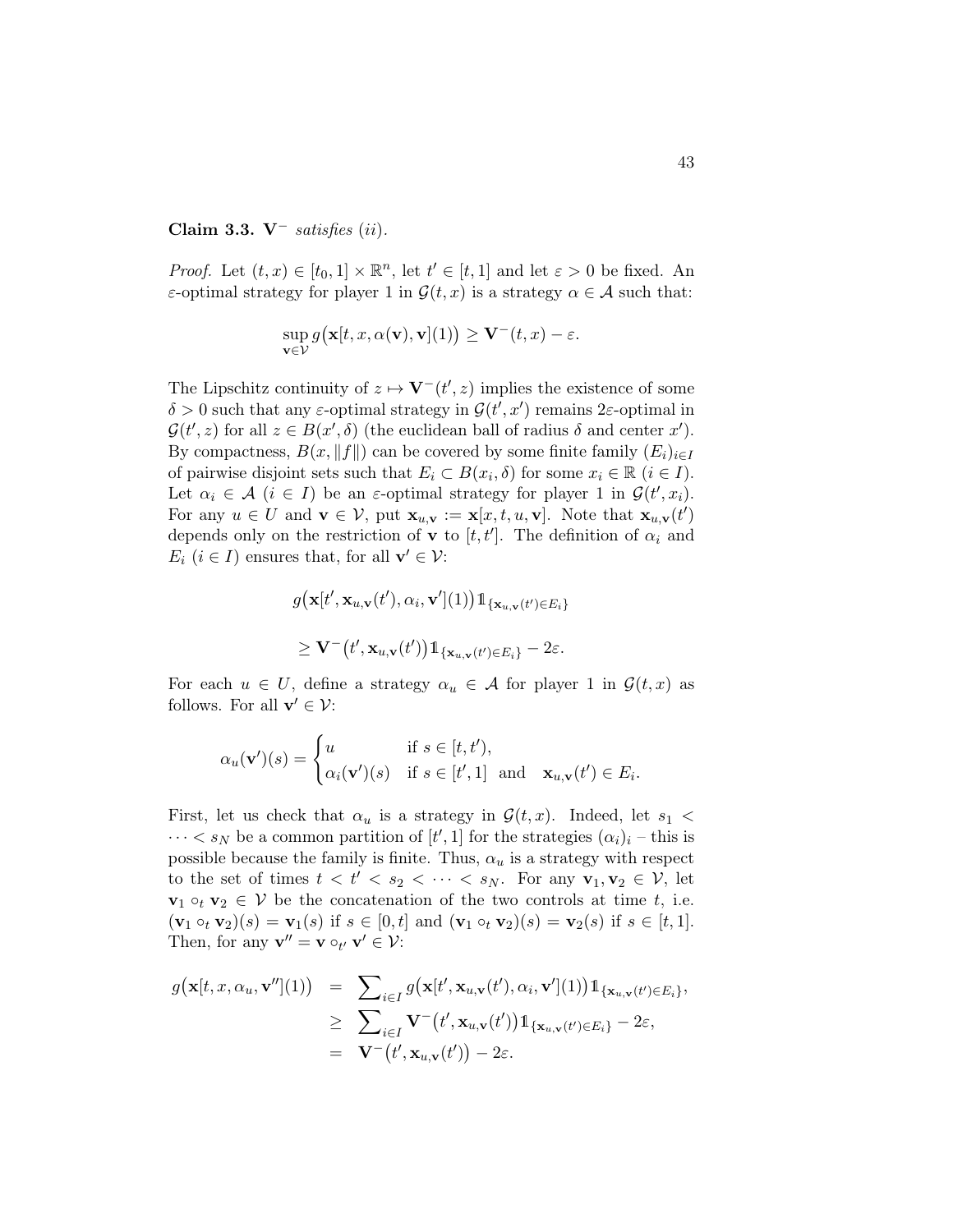**Claim 3.3.** $\mathbf{V}^-$ *satisfies (ii).*

*Proof.* Let $(t,x) \in [t_0,1]\times\mathbb{R}^n$, let $t' \in [t,1]$ and let $\varepsilon > 0$ be fixed. An $\varepsilon$-optimal strategy for player 1 in $\mathcal{G}(t,x)$ is a strategy $\alpha \in \mathcal{A}$ such that:

$$\sup_{\mathbf{v}\in\mathcal{V}} g\big(\mathbf{x}[t,x,\alpha(\mathbf{v}),\mathbf{v}](1)\big) \geq \mathbf{V}^-(t,x) - \varepsilon.$$

The Lipschitz continuity of $z \mapsto \mathbf{V}^-(t',z)$ implies the existence of some $\delta > 0$ such that any $\varepsilon$-optimal strategy in $\mathcal{G}(t',x')$ remains $2\varepsilon$-optimal in $\mathcal{G}(t',z)$ for all $z \in B(x',\delta)$ (the euclidean ball of radius $\delta$ and center $x'$). By compactness, $B(x,\|f\|)$ can be covered by some finite family $(E_i)_{i\in I}$ of pairwise disjoint sets such that $E_i \subset B(x_i,\delta)$ for some $x_i \in \mathbb{R}$ $(i \in I)$. Let $\alpha_i \in \mathcal{A}$ $(i \in I)$ be an $\varepsilon$-optimal strategy for player 1 in $\mathcal{G}(t',x_i)$. For any $u \in U$ and $\mathbf{v} \in \mathcal{V}$, put $\mathbf{x}_{u,\mathbf{v}} := \mathbf{x}[x,t,u,\mathbf{v}]$. Note that $\mathbf{x}_{u,\mathbf{v}}(t')$ depends only on the restriction of $\mathbf{v}$ to $[t,t']$. The definition of $\alpha_i$ and $E_i$ $(i\in I)$ ensures that, for all $\mathbf{v}' \in \mathcal{V}$:

$$g\big(\mathbf{x}[t',\mathbf{x}_{u,\mathbf{v}}(t'),\alpha_i,\mathbf{v}'](1)\big)\mathbb{1}_{\{\mathbf{x}_{u,\mathbf{v}}(t')\in E_i\}}$$

$$\geq \mathbf{V}^-\big(t',\mathbf{x}_{u,\mathbf{v}}(t')\big)\mathbb{1}_{\{\mathbf{x}_{u,\mathbf{v}}(t')\in E_i\}} - 2\varepsilon.$$

For each $u \in U$, define a strategy $\alpha_u \in \mathcal{A}$ for player 1 in $\mathcal{G}(t,x)$ as follows. For all $\mathbf{v}' \in \mathcal{V}$:

$$\alpha_u(\mathbf{v}')(s) = \begin{cases} u & \text{if } s \in [t,t'), \\ \alpha_i(\mathbf{v}')(s) & \text{if } s \in [t',1] \quad \text{and} \quad \mathbf{x}_{u,\mathbf{v}}(t') \in E_i. \end{cases}$$

First, let us check that $\alpha_u$ is a strategy in $\mathcal{G}(t,x)$. Indeed, let $s_1 < \dots < s_N$ be a common partition of $[t',1]$ for the strategies $(\alpha_i)_i$ – this is possible because the family is finite. Thus, $\alpha_u$ is a strategy with respect to the set of times $t < t' < s_2 < \dots < s_N$. For any $\mathbf{v}_1, \mathbf{v}_2 \in \mathcal{V}$, let $\mathbf{v}_1 \circ_t \mathbf{v}_2 \in \mathcal{V}$ be the concatenation of the two controls at time $t$, i.e. $(\mathbf{v}_1 \circ_t \mathbf{v}_2)(s) = \mathbf{v}_1(s)$ if $s \in [0,t]$ and $(\mathbf{v}_1 \circ_t \mathbf{v}_2)(s) = \mathbf{v}_2(s)$ if $s \in [t,1]$. Then, for any $\mathbf{v}'' = \mathbf{v} \circ_{t'} \mathbf{v}' \in \mathcal{V}$:

$$\begin{aligned}
g\big(\mathbf{x}[t,x,\alpha_u,\mathbf{v}''](1)\big) &= \sum_{i\in I} g\big(\mathbf{x}[t',\mathbf{x}_{u,\mathbf{v}}(t'),\alpha_i,\mathbf{v}'](1)\big)\mathbb{1}_{\{\mathbf{x}_{u,\mathbf{v}}(t')\in E_i\}}, \\
&\geq \sum_{i\in I} \mathbf{V}^-\big(t',\mathbf{x}_{u,\mathbf{v}}(t')\big)\mathbb{1}_{\{\mathbf{x}_{u,\mathbf{v}}(t')\in E_i\}} - 2\varepsilon, \\
&= \mathbf{V}^-\big(t',\mathbf{x}_{u,\mathbf{v}}(t')\big) - 2\varepsilon.
\end{aligned}$$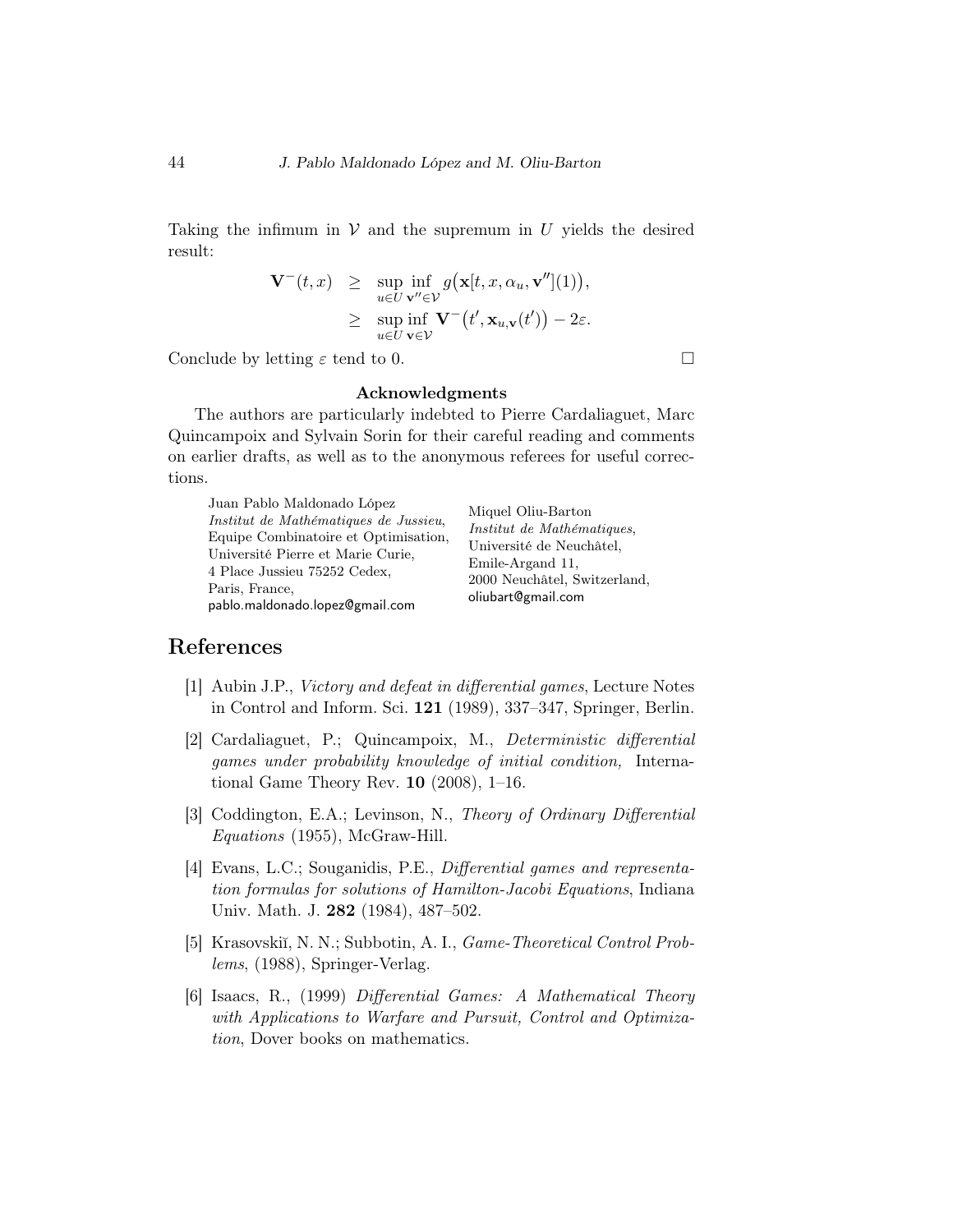Taking the infimum in $\mathcal{V}$ and the supremum in $U$ yields the desired result:

$$
\begin{aligned}
\mathbf{V}^-(t,x) &\geq \sup_{u\in U}\inf_{\mathbf{v}''\in\mathcal{V}} g\big(\mathbf{x}[t,x,\alpha_u,\mathbf{v}''](1)\big),\\
&\geq \sup_{u\in U}\inf_{\mathbf{v}\in\mathcal{V}} \mathbf{V}^-\big(t',\mathbf{x}_{u,\mathbf{v}}(t')\big)-2\varepsilon.
\end{aligned}
$$

Conclude by letting $\varepsilon$ tend to 0. □

**Acknowledgments**

The authors are particularly indebted to Pierre Cardaliaguet, Marc Quincampoix and Sylvain Sorin for their careful reading and comments on earlier drafts, as well as to the anonymous referees for useful corrections.

Juan Pablo Maldonado López
*Institut de Mathématiques de Jussieu*,
Equipe Combinatoire et Optimisation,
Université Pierre et Marie Curie,
4 Place Jussieu 75252 Cedex,
Paris, France,
pablo.maldonado.lopez@gmail.com

Miquel Oliu-Barton
*Institut de Mathématiques*,
Université de Neuchâtel,
Emile-Argand 11,
2000 Neuchâtel, Switzerland,
oliubart@gmail.com

# References

[1] Aubin J.P., *Victory and defeat in differential games*, Lecture Notes in Control and Inform. Sci. **121** (1989), 337–347, Springer, Berlin.

[2] Cardaliaguet, P.; Quincampoix, M., *Deterministic differential games under probability knowledge of initial condition,* International Game Theory Rev. **10** (2008), 1–16.

[3] Coddington, E.A.; Levinson, N., *Theory of Ordinary Differential Equations* (1955), McGraw-Hill.

[4] Evans, L.C.; Souganidis, P.E., *Differential games and representation formulas for solutions of Hamilton-Jacobi Equations*, Indiana Univ. Math. J. **282** (1984), 487–502.

[5] Krasovskiĭ, N. N.; Subbotin, A. I., *Game-Theoretical Control Problems*, (1988), Springer-Verlag.

[6] Isaacs, R., (1999) *Differential Games: A Mathematical Theory with Applications to Warfare and Pursuit, Control and Optimization*, Dover books on mathematics.